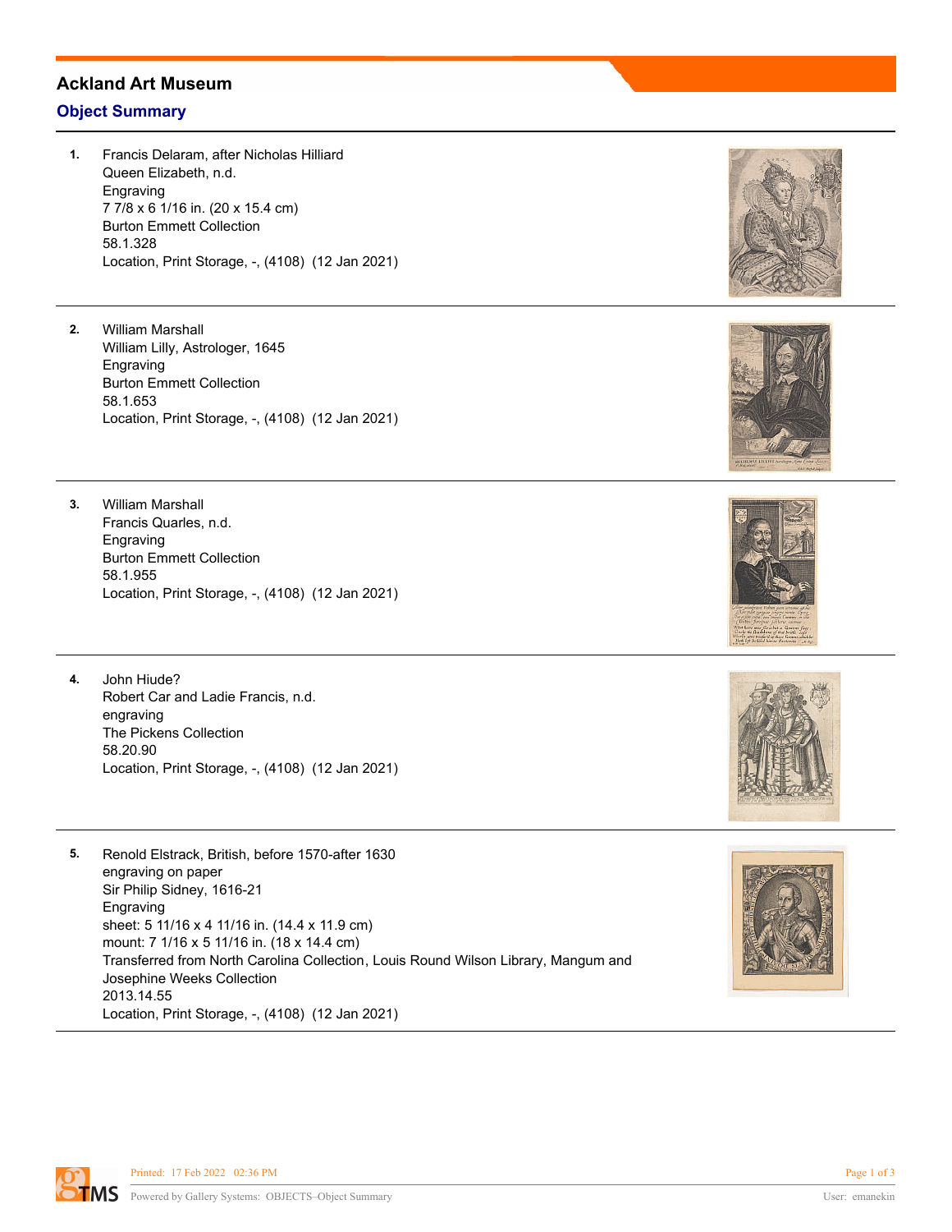# Ackland Art Museum

## Object Summary

1. Francis Delaram, after Nicholas Hilliard
   Queen Elizabeth, n.d.
   Engraving
   7 7/8 x 6 1/16 in. (20 x 15.4 cm)
   Burton Emmett Collection
   58.1.328
   Location, Print Storage, -, (4108) (12 Jan 2021)

2. William Marshall
   William Lilly, Astrologer, 1645
   Engraving
   Burton Emmett Collection
   58.1.653
   Location, Print Storage, -, (4108) (12 Jan 2021)

3. William Marshall
   Francis Quarles, n.d.
   Engraving
   Burton Emmett Collection
   58.1.955
   Location, Print Storage, -, (4108) (12 Jan 2021)

4. John Hiude?
   Robert Car and Ladie Francis, n.d.
   engraving
   The Pickens Collection
   58.20.90
   Location, Print Storage, -, (4108) (12 Jan 2021)

5. Renold Elstrack, British, before 1570-after 1630
   engraving on paper
   Sir Philip Sidney, 1616-21
   Engraving
   sheet: 5 11/16 x 4 11/16 in. (14.4 x 11.9 cm)
   mount: 7 1/16 x 5 11/16 in. (18 x 14.4 cm)
   Transferred from North Carolina Collection, Louis Round Wilson Library, Mangum and Josephine Weeks Collection
   2013.14.55
   Location, Print Storage, -, (4108) (12 Jan 2021)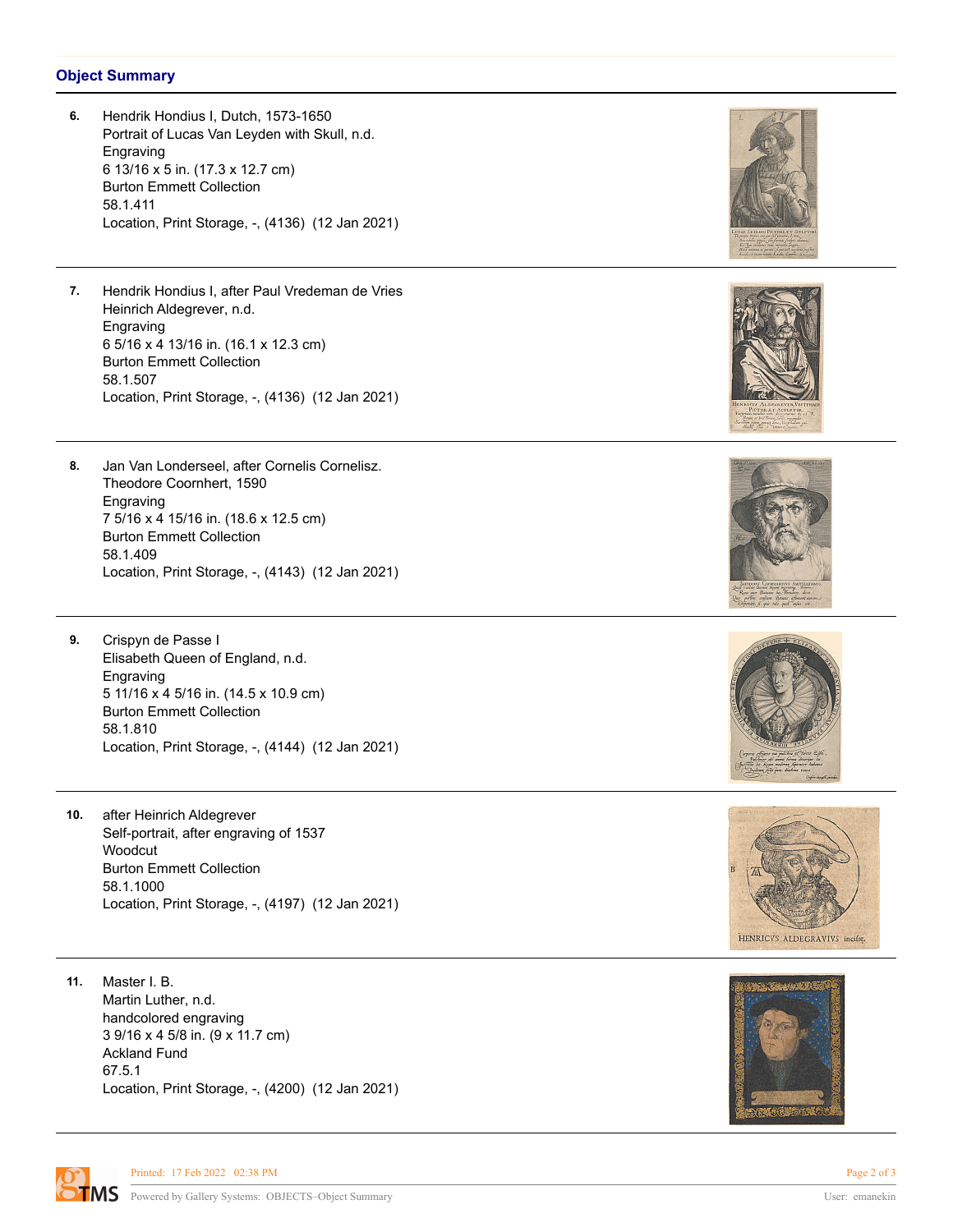## Object Summary

**6.** Hendrik Hondius I, Dutch, 1573-1650
Portrait of Lucas Van Leyden with Skull, n.d.
Engraving
6 13/16 x 5 in. (17.3 x 12.7 cm)
Burton Emmett Collection
58.1.411
Location, Print Storage, -, (4136) (12 Jan 2021)

---

**7.** Hendrik Hondius I, after Paul Vredeman de Vries
Heinrich Aldegrever, n.d.
Engraving
6 5/16 x 4 13/16 in. (16.1 x 12.3 cm)
Burton Emmett Collection
58.1.507
Location, Print Storage, -, (4136) (12 Jan 2021)

---

**8.** Jan Van Londerseel, after Cornelis Cornelisz.
Theodore Coornhert, 1590
Engraving
7 5/16 x 4 15/16 in. (18.6 x 12.5 cm)
Burton Emmett Collection
58.1.409
Location, Print Storage, -, (4143) (12 Jan 2021)

---

**9.** Crispyn de Passe I
Elisabeth Queen of England, n.d.
Engraving
5 11/16 x 4 5/16 in. (14.5 x 10.9 cm)
Burton Emmett Collection
58.1.810
Location, Print Storage, -, (4144) (12 Jan 2021)

---

**10.** after Heinrich Aldegrever
Self-portrait, after engraving of 1537
Woodcut
Burton Emmett Collection
58.1.1000
Location, Print Storage, -, (4197) (12 Jan 2021)

---

**11.** Master I. B.
Martin Luther, n.d.
handcolored engraving
3 9/16 x 4 5/8 in. (9 x 11.7 cm)
Ackland Fund
67.5.1
Location, Print Storage, -, (4200) (12 Jan 2021)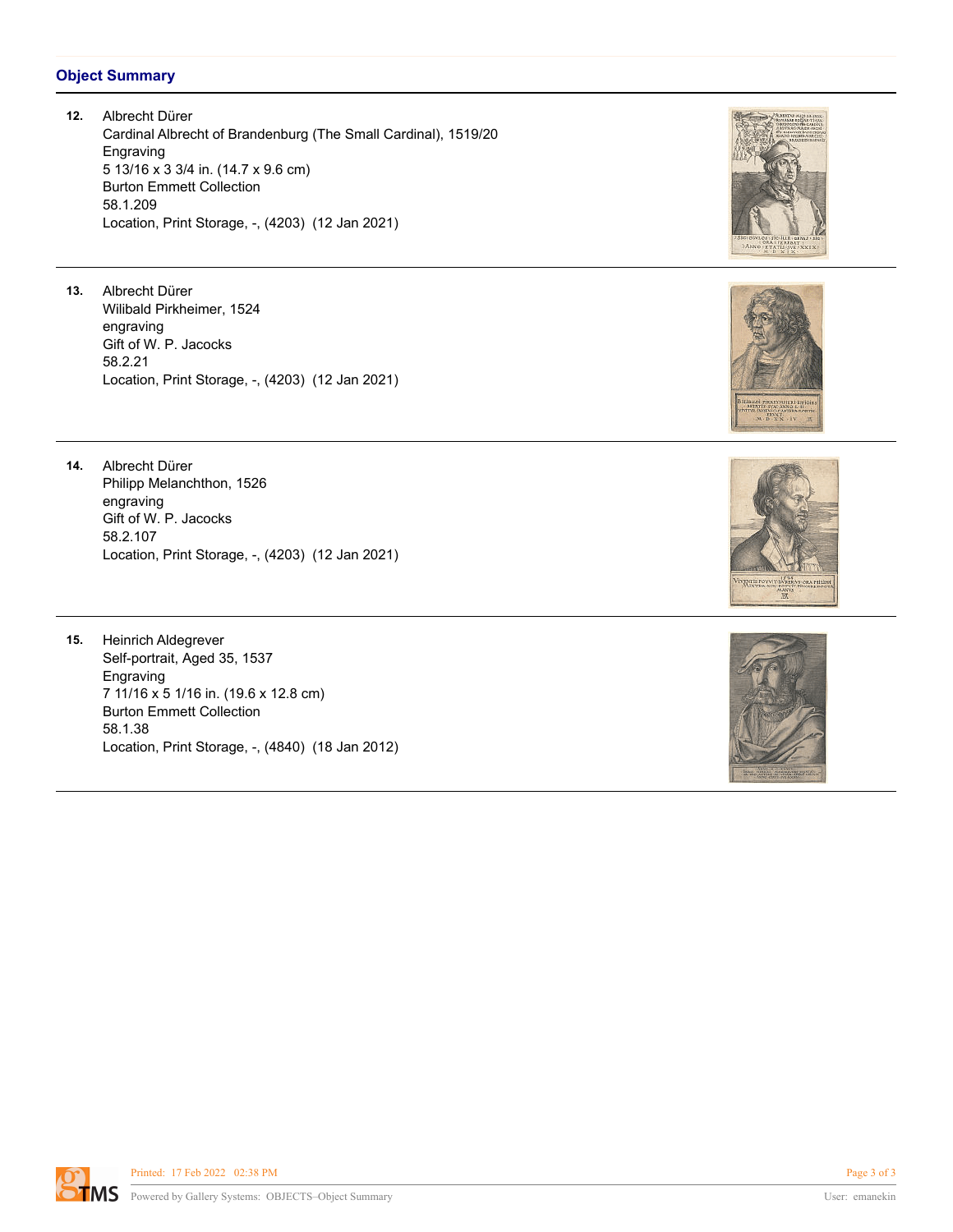## Object Summary

**12.** Albrecht Dürer
Cardinal Albrecht of Brandenburg (The Small Cardinal), 1519/20
Engraving
5 13/16 x 3 3/4 in. (14.7 x 9.6 cm)
Burton Emmett Collection
58.1.209
Location, Print Storage, -, (4203) (12 Jan 2021)

**13.** Albrecht Dürer
Wilibald Pirkheimer, 1524
engraving
Gift of W. P. Jacocks
58.2.21
Location, Print Storage, -, (4203) (12 Jan 2021)

**14.** Albrecht Dürer
Philipp Melanchthon, 1526
engraving
Gift of W. P. Jacocks
58.2.107
Location, Print Storage, -, (4203) (12 Jan 2021)

**15.** Heinrich Aldegrever
Self-portrait, Aged 35, 1537
Engraving
7 11/16 x 5 1/16 in. (19.6 x 12.8 cm)
Burton Emmett Collection
58.1.38
Location, Print Storage, -, (4840) (18 Jan 2012)